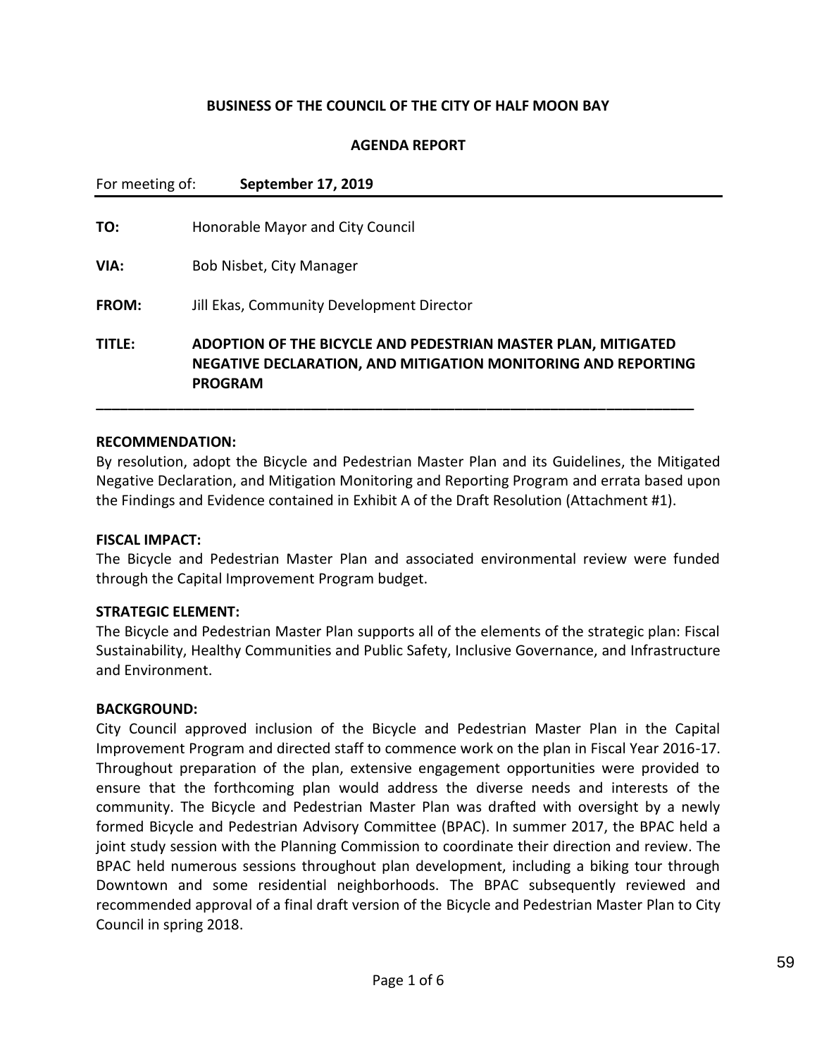**BUSINESS OF THE COUNCIL OF THE CITY OF HALF MOON BAY**

**AGENDA REPORT**

For meeting of: **September 17, 2019**

---

**TO:** Honorable Mayor and City Council

**VIA:** Bob Nisbet, City Manager

**FROM:** Jill Ekas, Community Development Director

**TITLE:** **ADOPTION OF THE BICYCLE AND PEDESTRIAN MASTER PLAN, MITIGATED NEGATIVE DECLARATION, AND MITIGATION MONITORING AND REPORTING PROGRAM**

---

**RECOMMENDATION:**

By resolution, adopt the Bicycle and Pedestrian Master Plan and its Guidelines, the Mitigated Negative Declaration, and Mitigation Monitoring and Reporting Program and errata based upon the Findings and Evidence contained in Exhibit A of the Draft Resolution (Attachment #1).

**FISCAL IMPACT:**

The Bicycle and Pedestrian Master Plan and associated environmental review were funded through the Capital Improvement Program budget.

**STRATEGIC ELEMENT:**

The Bicycle and Pedestrian Master Plan supports all of the elements of the strategic plan: Fiscal Sustainability, Healthy Communities and Public Safety, Inclusive Governance, and Infrastructure and Environment.

**BACKGROUND:**

City Council approved inclusion of the Bicycle and Pedestrian Master Plan in the Capital Improvement Program and directed staff to commence work on the plan in Fiscal Year 2016-17. Throughout preparation of the plan, extensive engagement opportunities were provided to ensure that the forthcoming plan would address the diverse needs and interests of the community. The Bicycle and Pedestrian Master Plan was drafted with oversight by a newly formed Bicycle and Pedestrian Advisory Committee (BPAC). In summer 2017, the BPAC held a joint study session with the Planning Commission to coordinate their direction and review. The BPAC held numerous sessions throughout plan development, including a biking tour through Downtown and some residential neighborhoods. The BPAC subsequently reviewed and recommended approval of a final draft version of the Bicycle and Pedestrian Master Plan to City Council in spring 2018.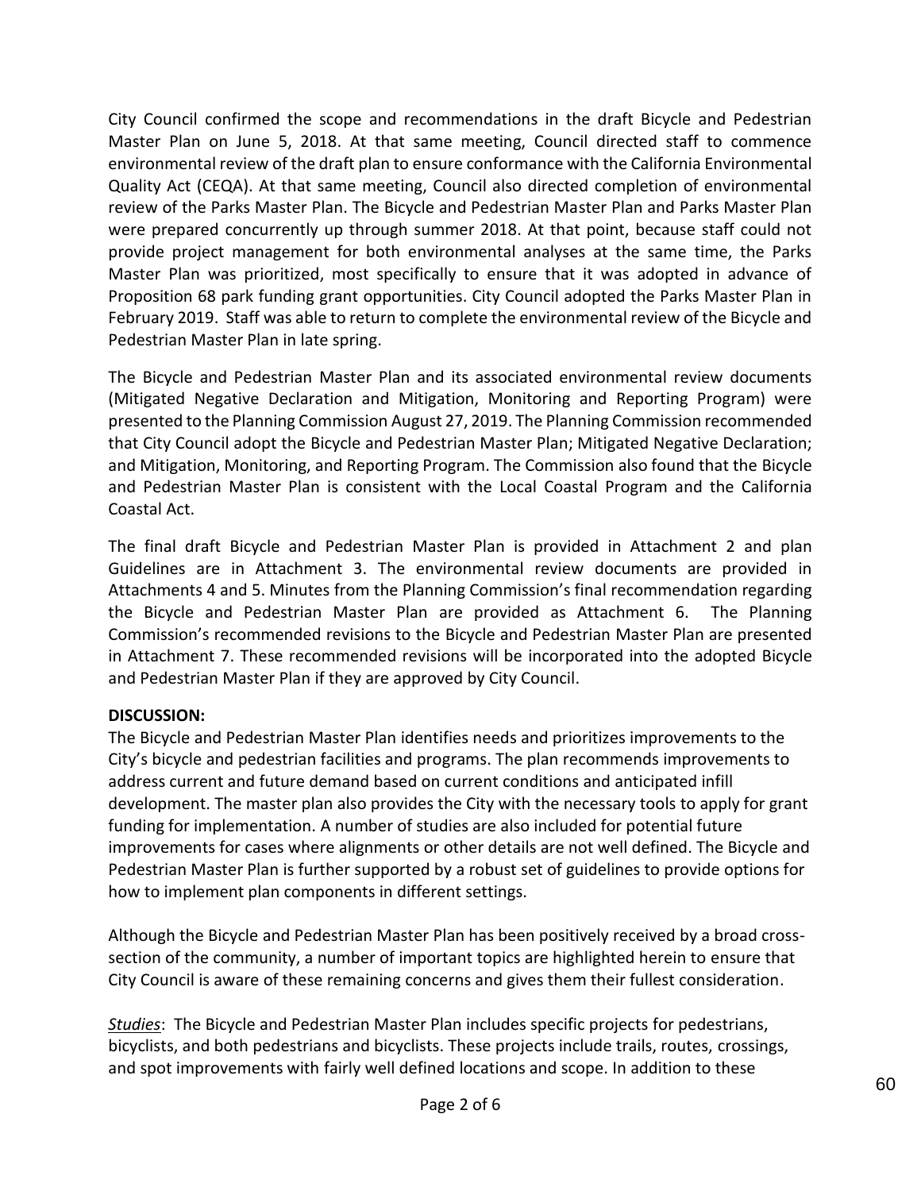City Council confirmed the scope and recommendations in the draft Bicycle and Pedestrian Master Plan on June 5, 2018. At that same meeting, Council directed staff to commence environmental review of the draft plan to ensure conformance with the California Environmental Quality Act (CEQA). At that same meeting, Council also directed completion of environmental review of the Parks Master Plan. The Bicycle and Pedestrian Master Plan and Parks Master Plan were prepared concurrently up through summer 2018. At that point, because staff could not provide project management for both environmental analyses at the same time, the Parks Master Plan was prioritized, most specifically to ensure that it was adopted in advance of Proposition 68 park funding grant opportunities. City Council adopted the Parks Master Plan in February 2019. Staff was able to return to complete the environmental review of the Bicycle and Pedestrian Master Plan in late spring.

The Bicycle and Pedestrian Master Plan and its associated environmental review documents (Mitigated Negative Declaration and Mitigation, Monitoring and Reporting Program) were presented to the Planning Commission August 27, 2019. The Planning Commission recommended that City Council adopt the Bicycle and Pedestrian Master Plan; Mitigated Negative Declaration; and Mitigation, Monitoring, and Reporting Program. The Commission also found that the Bicycle and Pedestrian Master Plan is consistent with the Local Coastal Program and the California Coastal Act.

The final draft Bicycle and Pedestrian Master Plan is provided in Attachment 2 and plan Guidelines are in Attachment 3. The environmental review documents are provided in Attachments 4 and 5. Minutes from the Planning Commission's final recommendation regarding the Bicycle and Pedestrian Master Plan are provided as Attachment 6. The Planning Commission's recommended revisions to the Bicycle and Pedestrian Master Plan are presented in Attachment 7. These recommended revisions will be incorporated into the adopted Bicycle and Pedestrian Master Plan if they are approved by City Council.

**DISCUSSION:**

The Bicycle and Pedestrian Master Plan identifies needs and prioritizes improvements to the City's bicycle and pedestrian facilities and programs. The plan recommends improvements to address current and future demand based on current conditions and anticipated infill development. The master plan also provides the City with the necessary tools to apply for grant funding for implementation. A number of studies are also included for potential future improvements for cases where alignments or other details are not well defined. The Bicycle and Pedestrian Master Plan is further supported by a robust set of guidelines to provide options for how to implement plan components in different settings.

Although the Bicycle and Pedestrian Master Plan has been positively received by a broad cross-section of the community, a number of important topics are highlighted herein to ensure that City Council is aware of these remaining concerns and gives them their fullest consideration.

*Studies*: The Bicycle and Pedestrian Master Plan includes specific projects for pedestrians, bicyclists, and both pedestrians and bicyclists. These projects include trails, routes, crossings, and spot improvements with fairly well defined locations and scope. In addition to these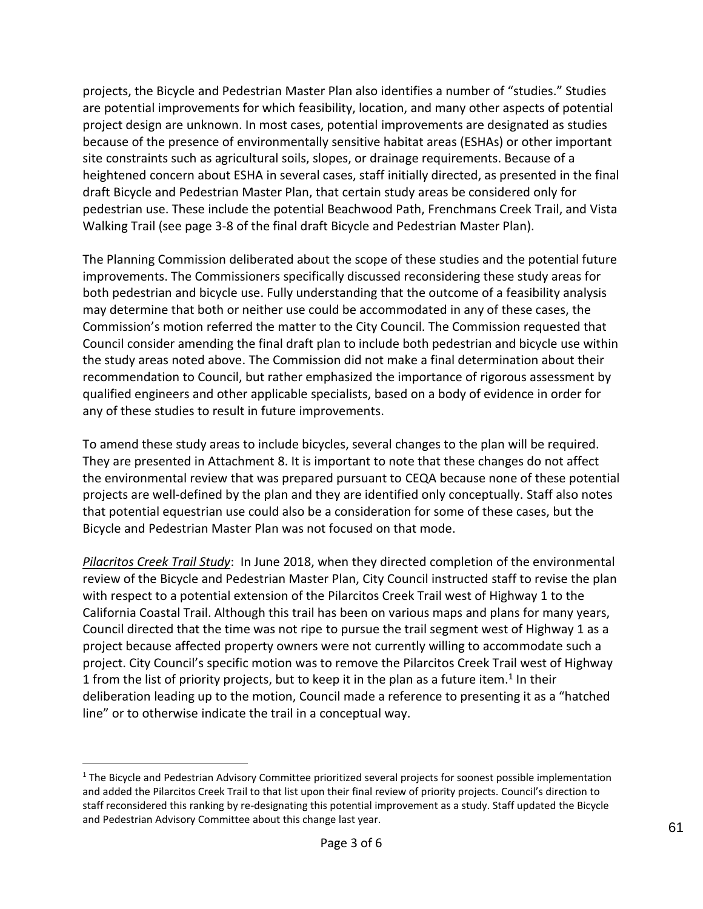projects, the Bicycle and Pedestrian Master Plan also identifies a number of "studies." Studies are potential improvements for which feasibility, location, and many other aspects of potential project design are unknown. In most cases, potential improvements are designated as studies because of the presence of environmentally sensitive habitat areas (ESHAs) or other important site constraints such as agricultural soils, slopes, or drainage requirements. Because of a heightened concern about ESHA in several cases, staff initially directed, as presented in the final draft Bicycle and Pedestrian Master Plan, that certain study areas be considered only for pedestrian use. These include the potential Beachwood Path, Frenchmans Creek Trail, and Vista Walking Trail (see page 3-8 of the final draft Bicycle and Pedestrian Master Plan).

The Planning Commission deliberated about the scope of these studies and the potential future improvements. The Commissioners specifically discussed reconsidering these study areas for both pedestrian and bicycle use. Fully understanding that the outcome of a feasibility analysis may determine that both or neither use could be accommodated in any of these cases, the Commission's motion referred the matter to the City Council. The Commission requested that Council consider amending the final draft plan to include both pedestrian and bicycle use within the study areas noted above. The Commission did not make a final determination about their recommendation to Council, but rather emphasized the importance of rigorous assessment by qualified engineers and other applicable specialists, based on a body of evidence in order for any of these studies to result in future improvements.

To amend these study areas to include bicycles, several changes to the plan will be required. They are presented in Attachment 8. It is important to note that these changes do not affect the environmental review that was prepared pursuant to CEQA because none of these potential projects are well-defined by the plan and they are identified only conceptually. Staff also notes that potential equestrian use could also be a consideration for some of these cases, but the Bicycle and Pedestrian Master Plan was not focused on that mode.

*Pilacritos Creek Trail Study*: In June 2018, when they directed completion of the environmental review of the Bicycle and Pedestrian Master Plan, City Council instructed staff to revise the plan with respect to a potential extension of the Pilarcitos Creek Trail west of Highway 1 to the California Coastal Trail. Although this trail has been on various maps and plans for many years, Council directed that the time was not ripe to pursue the trail segment west of Highway 1 as a project because affected property owners were not currently willing to accommodate such a project. City Council's specific motion was to remove the Pilarcitos Creek Trail west of Highway 1 from the list of priority projects, but to keep it in the plan as a future item.[1] In their deliberation leading up to the motion, Council made a reference to presenting it as a "hatched line" or to otherwise indicate the trail in a conceptual way.

---

[1] The Bicycle and Pedestrian Advisory Committee prioritized several projects for soonest possible implementation and added the Pilarcitos Creek Trail to that list upon their final review of priority projects. Council's direction to staff reconsidered this ranking by re-designating this potential improvement as a study. Staff updated the Bicycle and Pedestrian Advisory Committee about this change last year.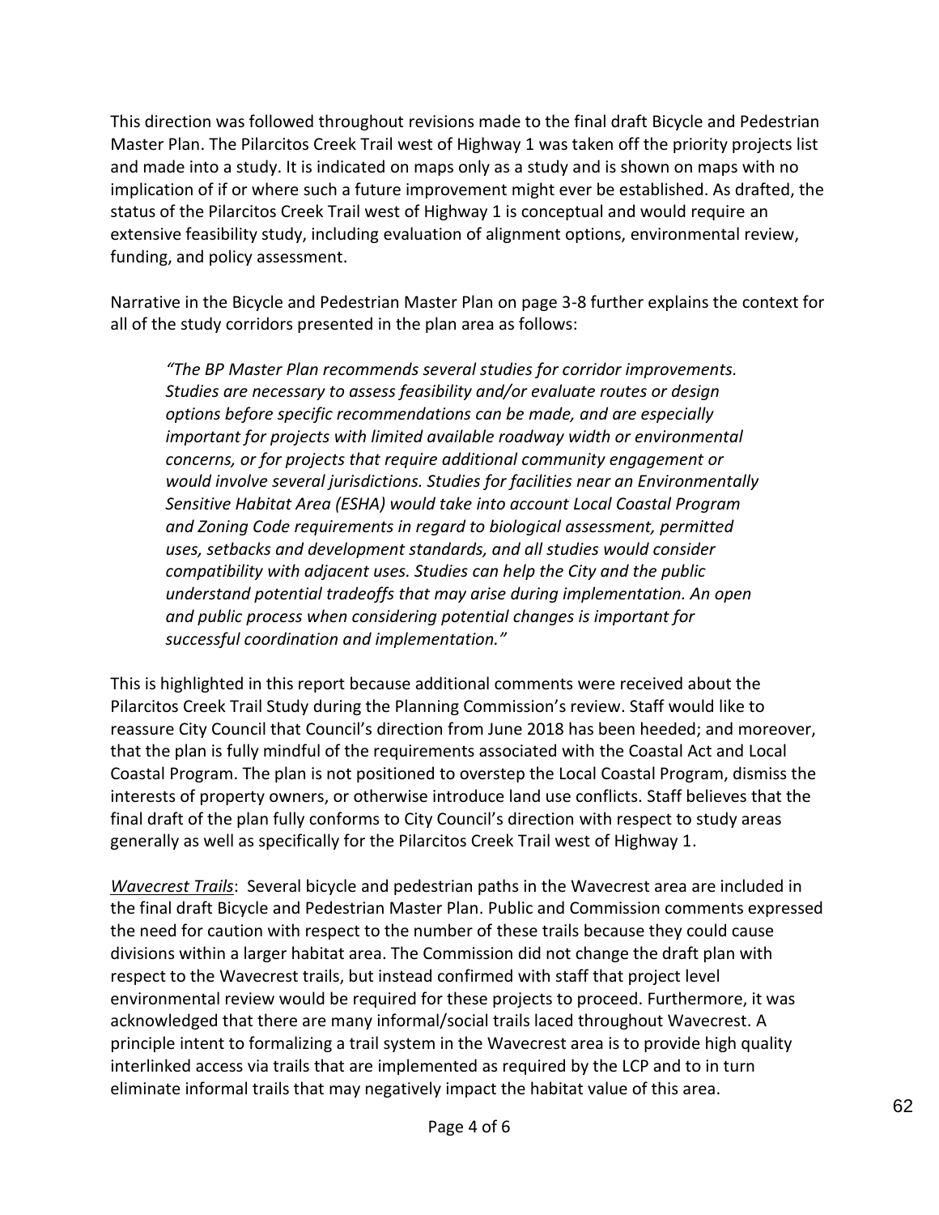This direction was followed throughout revisions made to the final draft Bicycle and Pedestrian Master Plan. The Pilarcitos Creek Trail west of Highway 1 was taken off the priority projects list and made into a study. It is indicated on maps only as a study and is shown on maps with no implication of if or where such a future improvement might ever be established. As drafted, the status of the Pilarcitos Creek Trail west of Highway 1 is conceptual and would require an extensive feasibility study, including evaluation of alignment options, environmental review, funding, and policy assessment.

Narrative in the Bicycle and Pedestrian Master Plan on page 3-8 further explains the context for all of the study corridors presented in the plan area as follows:

> *"The BP Master Plan recommends several studies for corridor improvements. Studies are necessary to assess feasibility and/or evaluate routes or design options before specific recommendations can be made, and are especially important for projects with limited available roadway width or environmental concerns, or for projects that require additional community engagement or would involve several jurisdictions. Studies for facilities near an Environmentally Sensitive Habitat Area (ESHA) would take into account Local Coastal Program and Zoning Code requirements in regard to biological assessment, permitted uses, setbacks and development standards, and all studies would consider compatibility with adjacent uses. Studies can help the City and the public understand potential tradeoffs that may arise during implementation. An open and public process when considering potential changes is important for successful coordination and implementation."*

This is highlighted in this report because additional comments were received about the Pilarcitos Creek Trail Study during the Planning Commission's review. Staff would like to reassure City Council that Council's direction from June 2018 has been heeded; and moreover, that the plan is fully mindful of the requirements associated with the Coastal Act and Local Coastal Program. The plan is not positioned to overstep the Local Coastal Program, dismiss the interests of property owners, or otherwise introduce land use conflicts. Staff believes that the final draft of the plan fully conforms to City Council's direction with respect to study areas generally as well as specifically for the Pilarcitos Creek Trail west of Highway 1.

*Wavecrest Trails*: Several bicycle and pedestrian paths in the Wavecrest area are included in the final draft Bicycle and Pedestrian Master Plan. Public and Commission comments expressed the need for caution with respect to the number of these trails because they could cause divisions within a larger habitat area. The Commission did not change the draft plan with respect to the Wavecrest trails, but instead confirmed with staff that project level environmental review would be required for these projects to proceed. Furthermore, it was acknowledged that there are many informal/social trails laced throughout Wavecrest. A principle intent to formalizing a trail system in the Wavecrest area is to provide high quality interlinked access via trails that are implemented as required by the LCP and to in turn eliminate informal trails that may negatively impact the habitat value of this area.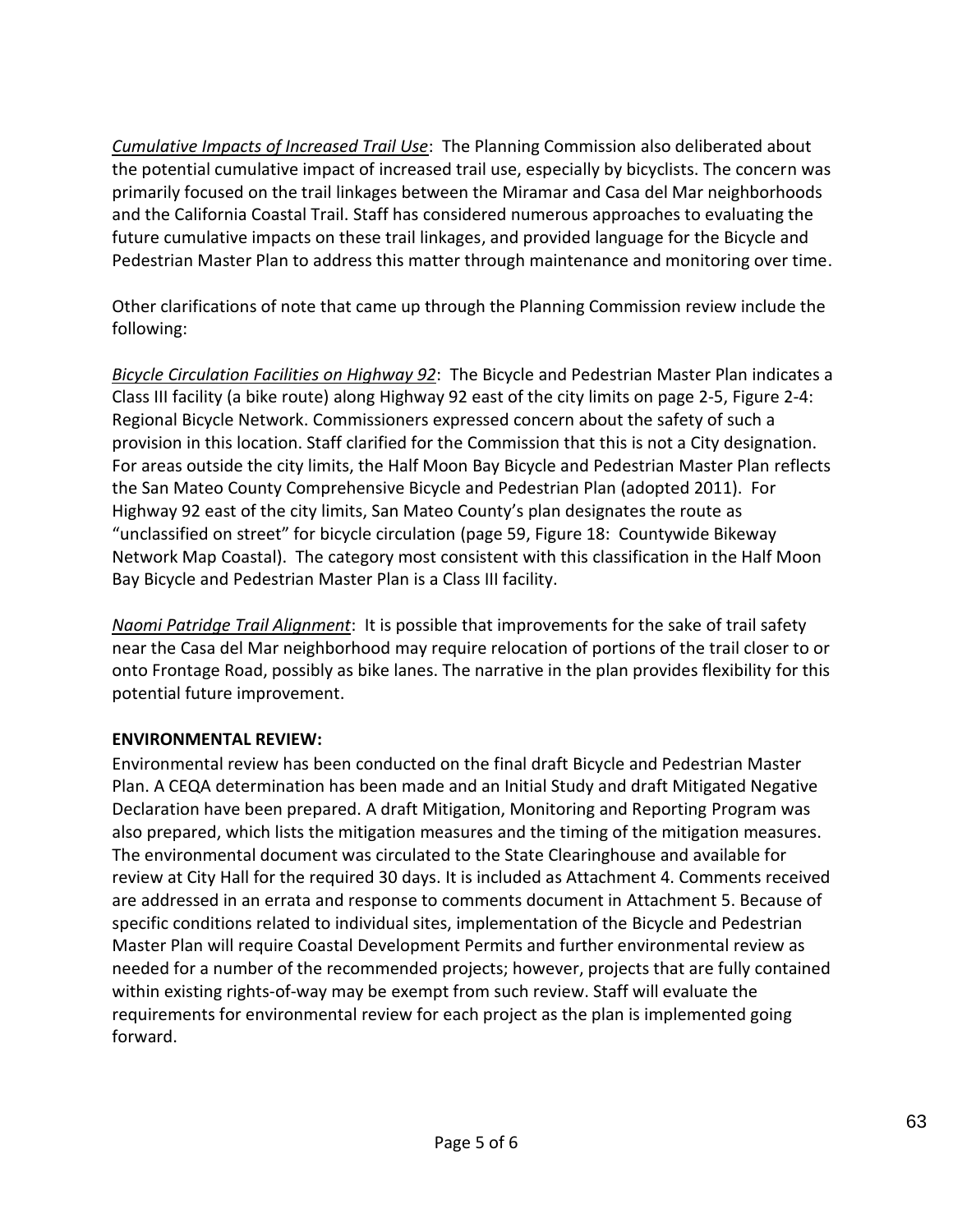*Cumulative Impacts of Increased Trail Use*: The Planning Commission also deliberated about the potential cumulative impact of increased trail use, especially by bicyclists. The concern was primarily focused on the trail linkages between the Miramar and Casa del Mar neighborhoods and the California Coastal Trail. Staff has considered numerous approaches to evaluating the future cumulative impacts on these trail linkages, and provided language for the Bicycle and Pedestrian Master Plan to address this matter through maintenance and monitoring over time.

Other clarifications of note that came up through the Planning Commission review include the following:

*Bicycle Circulation Facilities on Highway 92*: The Bicycle and Pedestrian Master Plan indicates a Class III facility (a bike route) along Highway 92 east of the city limits on page 2-5, Figure 2-4: Regional Bicycle Network. Commissioners expressed concern about the safety of such a provision in this location. Staff clarified for the Commission that this is not a City designation. For areas outside the city limits, the Half Moon Bay Bicycle and Pedestrian Master Plan reflects the San Mateo County Comprehensive Bicycle and Pedestrian Plan (adopted 2011). For Highway 92 east of the city limits, San Mateo County's plan designates the route as "unclassified on street" for bicycle circulation (page 59, Figure 18: Countywide Bikeway Network Map Coastal). The category most consistent with this classification in the Half Moon Bay Bicycle and Pedestrian Master Plan is a Class III facility.

*Naomi Patridge Trail Alignment*: It is possible that improvements for the sake of trail safety near the Casa del Mar neighborhood may require relocation of portions of the trail closer to or onto Frontage Road, possibly as bike lanes. The narrative in the plan provides flexibility for this potential future improvement.

**ENVIRONMENTAL REVIEW:**

Environmental review has been conducted on the final draft Bicycle and Pedestrian Master Plan. A CEQA determination has been made and an Initial Study and draft Mitigated Negative Declaration have been prepared. A draft Mitigation, Monitoring and Reporting Program was also prepared, which lists the mitigation measures and the timing of the mitigation measures. The environmental document was circulated to the State Clearinghouse and available for review at City Hall for the required 30 days. It is included as Attachment 4. Comments received are addressed in an errata and response to comments document in Attachment 5. Because of specific conditions related to individual sites, implementation of the Bicycle and Pedestrian Master Plan will require Coastal Development Permits and further environmental review as needed for a number of the recommended projects; however, projects that are fully contained within existing rights-of-way may be exempt from such review. Staff will evaluate the requirements for environmental review for each project as the plan is implemented going forward.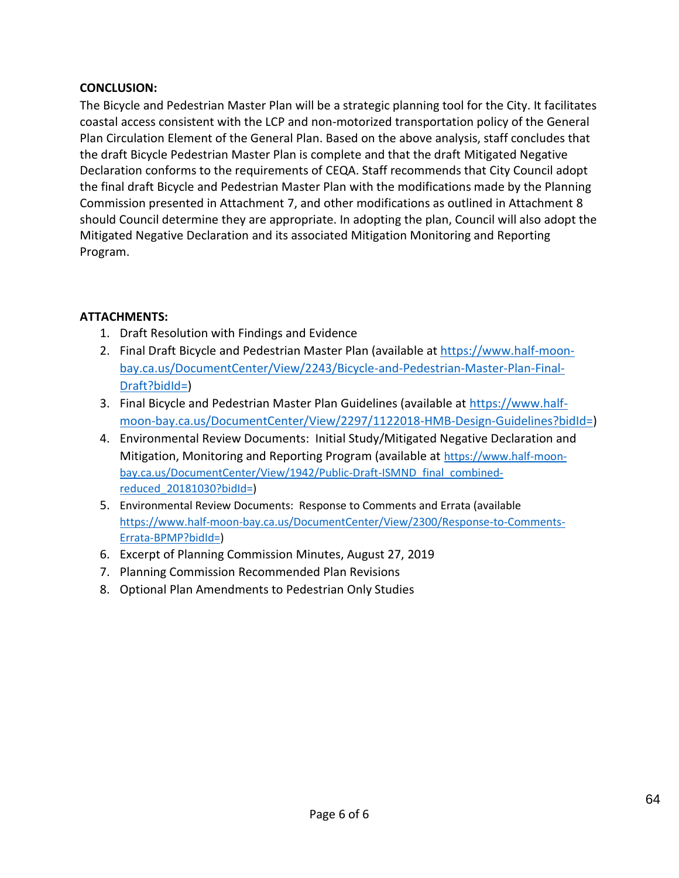**CONCLUSION:**

The Bicycle and Pedestrian Master Plan will be a strategic planning tool for the City. It facilitates coastal access consistent with the LCP and non-motorized transportation policy of the General Plan Circulation Element of the General Plan. Based on the above analysis, staff concludes that the draft Bicycle Pedestrian Master Plan is complete and that the draft Mitigated Negative Declaration conforms to the requirements of CEQA. Staff recommends that City Council adopt the final draft Bicycle and Pedestrian Master Plan with the modifications made by the Planning Commission presented in Attachment 7, and other modifications as outlined in Attachment 8 should Council determine they are appropriate. In adopting the plan, Council will also adopt the Mitigated Negative Declaration and its associated Mitigation Monitoring and Reporting Program.

**ATTACHMENTS:**

1. Draft Resolution with Findings and Evidence
2. Final Draft Bicycle and Pedestrian Master Plan (available at https://www.half-moon-bay.ca.us/DocumentCenter/View/2243/Bicycle-and-Pedestrian-Master-Plan-Final-Draft?bidId=)
3. Final Bicycle and Pedestrian Master Plan Guidelines (available at https://www.half-moon-bay.ca.us/DocumentCenter/View/2297/1122018-HMB-Design-Guidelines?bidId=)
4. Environmental Review Documents: Initial Study/Mitigated Negative Declaration and Mitigation, Monitoring and Reporting Program (available at https://www.half-moon-bay.ca.us/DocumentCenter/View/1942/Public-Draft-ISMND_final_combined-reduced_20181030?bidId=)
5. Environmental Review Documents: Response to Comments and Errata (available https://www.half-moon-bay.ca.us/DocumentCenter/View/2300/Response-to-Comments-Errata-BPMP?bidId=)
6. Excerpt of Planning Commission Minutes, August 27, 2019
7. Planning Commission Recommended Plan Revisions
8. Optional Plan Amendments to Pedestrian Only Studies